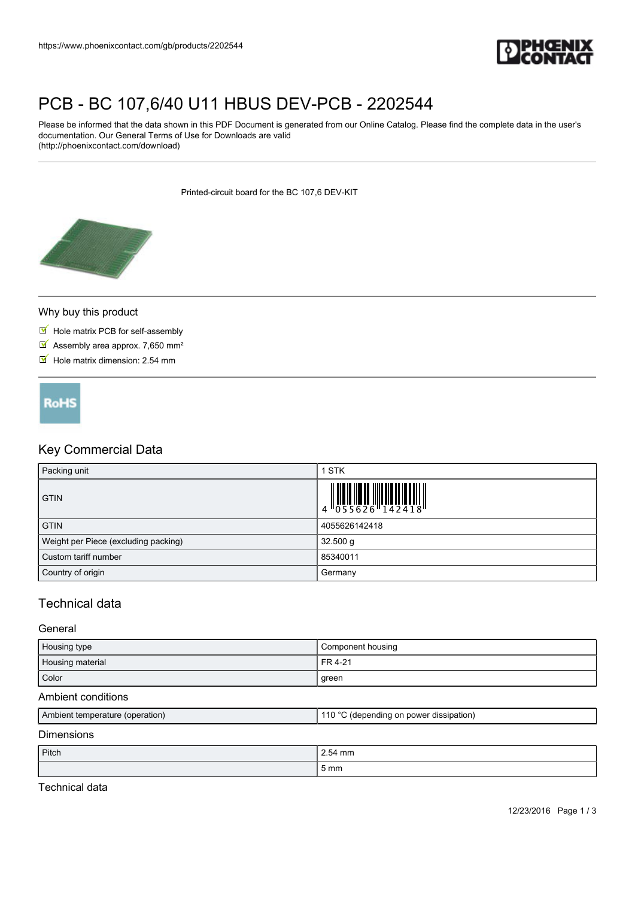# PCB - BC 107,6/40 U11 HBUS DEV-PCB - 2202544

Please be informed that the data shown in this PDF Document is generated from our Online Catalog. Please find the complete data in the user's documentation. Our General Terms of Use for Downloads are valid (http://phoenixcontact.com/download)

Printed-circuit board for the BC 107,6 DEV-KIT

## Why buy this product

- Hole matrix PCB for self-assembly
- Assembly area approx. 7,650 mm²
- Hole matrix dimension: 2.54 mm

RoHS

## Key Commercial Data

| | |
|---|---|
| Packing unit | 1 STK |
| GTIN | 4 055626 142418 |
| GTIN | 4055626142418 |
| Weight per Piece (excluding packing) | 32.500 g |
| Custom tariff number | 85340011 |
| Country of origin | Germany |

## Technical data

### General

| | |
|---|---|
| Housing type | Component housing |
| Housing material | FR 4-21 |
| Color | green |

### Ambient conditions

| | |
|---|---|
| Ambient temperature (operation) | 110 °C (depending on power dissipation) |

### Dimensions

| | |
|---|---|
| Pitch | 2.54 mm |
| | 5 mm |

### Technical data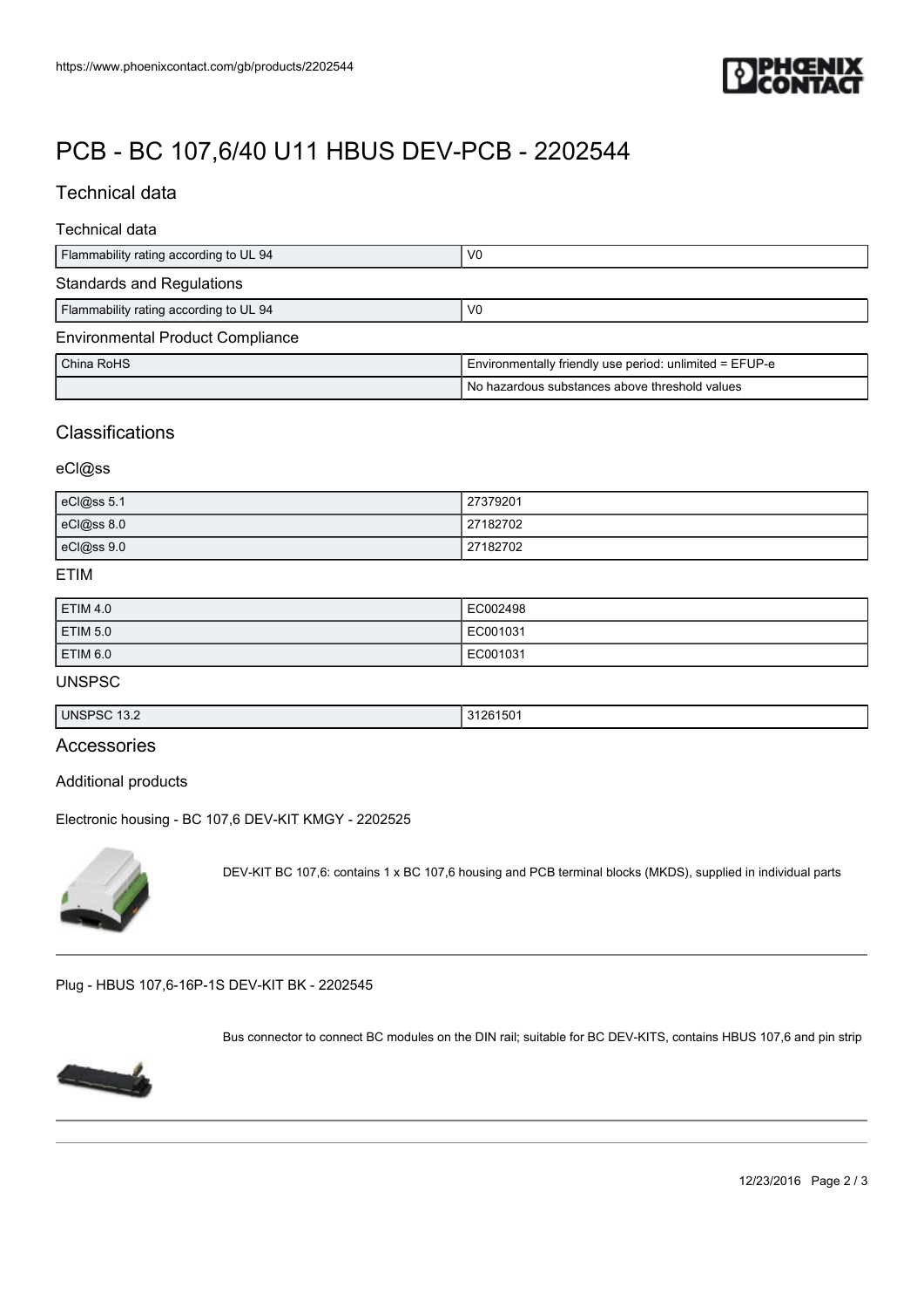# PCB - BC 107,6/40 U11 HBUS DEV-PCB - 2202544

## Technical data

### Technical data

| | |
|---|---|
| Flammability rating according to UL 94 | V0 |

### Standards and Regulations

| | |
|---|---|
| Flammability rating according to UL 94 | V0 |

### Environmental Product Compliance

| | |
|---|---|
| China RoHS | Environmentally friendly use period: unlimited = EFUP-e |
| | No hazardous substances above threshold values |

## Classifications

### eCl@ss

| | |
|---|---|
| eCl@ss 5.1 | 27379201 |
| eCl@ss 8.0 | 27182702 |
| eCl@ss 9.0 | 27182702 |

### ETIM

| | |
|---|---|
| ETIM 4.0 | EC002498 |
| ETIM 5.0 | EC001031 |
| ETIM 6.0 | EC001031 |

### UNSPSC

| | |
|---|---|
| UNSPSC 13.2 | 31261501 |

## Accessories

### Additional products

Electronic housing - BC 107,6 DEV-KIT KMGY - 2202525

DEV-KIT BC 107,6: contains 1 x BC 107,6 housing and PCB terminal blocks (MKDS), supplied in individual parts

---

Plug - HBUS 107,6-16P-1S DEV-KIT BK - 2202545

Bus connector to connect BC modules on the DIN rail; suitable for BC DEV-KITS, contains HBUS 107,6 and pin strip

---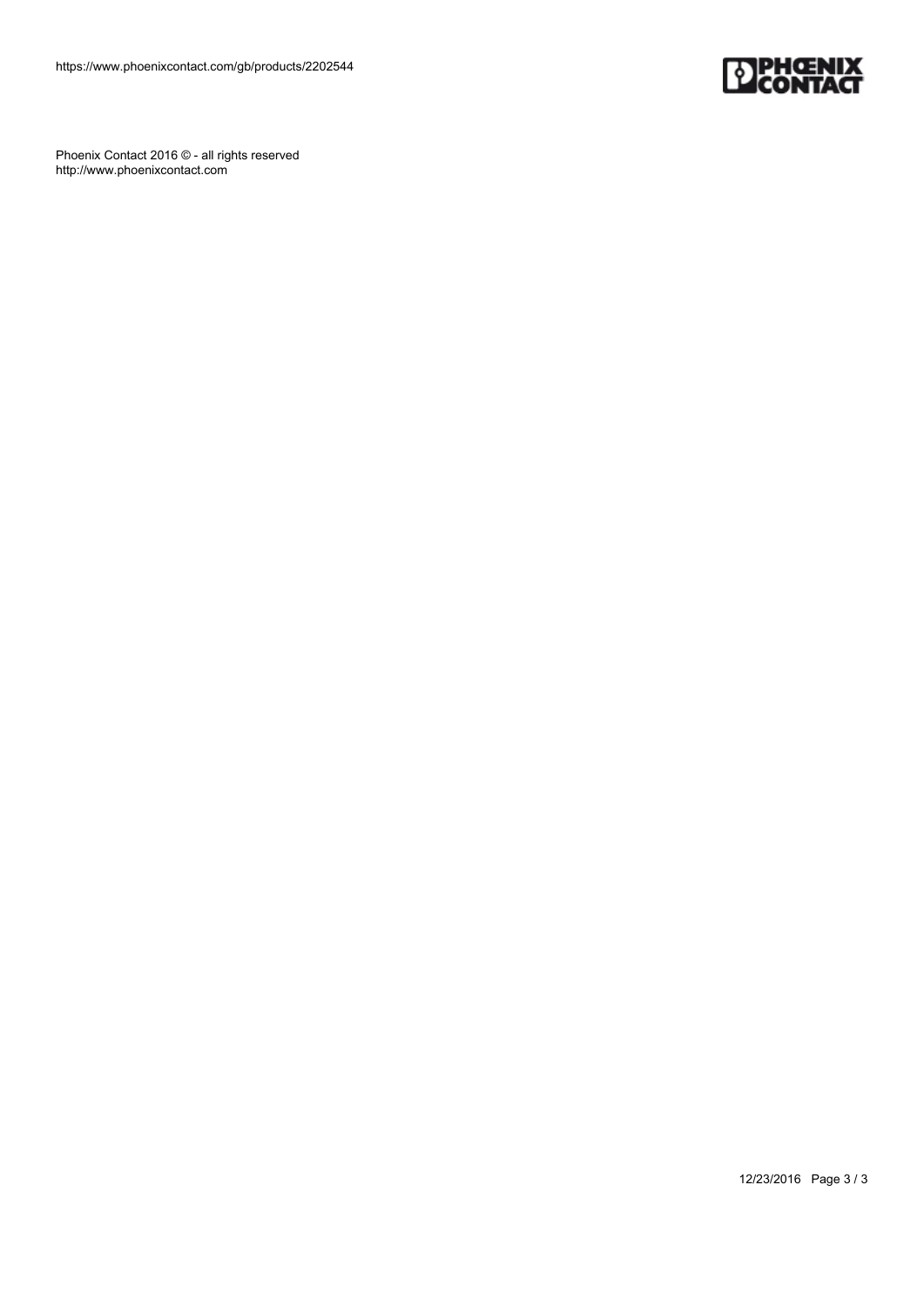Phoenix Contact 2016 © - all rights reserved
http://www.phoenixcontact.com